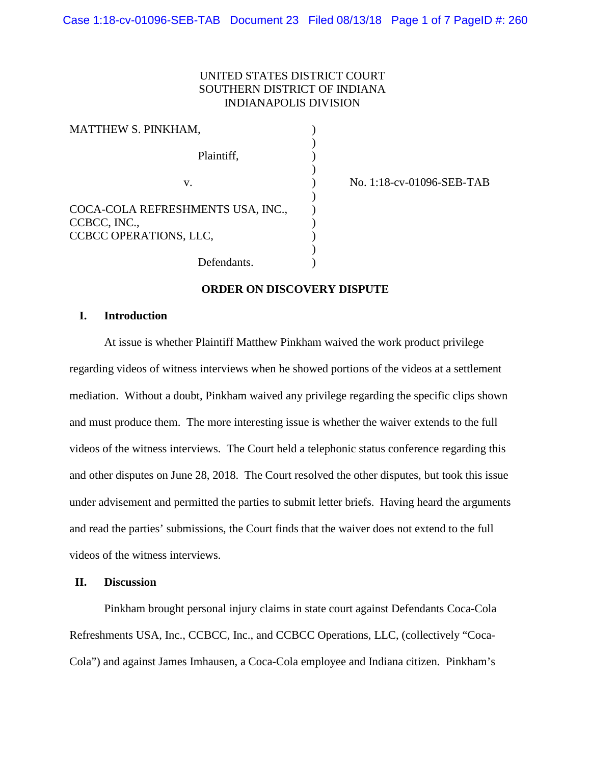UNITED STATES DISTRICT COURT
SOUTHERN DISTRICT OF INDIANA
INDIANAPOLIS DIVISION

MATTHEW S. PINKHAM,

Plaintiff,

v.

COCA-COLA REFRESHMENTS USA, INC.,
CCBCC, INC.,
CCBCC OPERATIONS, LLC,

Defendants.

No. 1:18-cv-01096-SEB-TAB

**ORDER ON DISCOVERY DISPUTE**

## I. Introduction

At issue is whether Plaintiff Matthew Pinkham waived the work product privilege regarding videos of witness interviews when he showed portions of the videos at a settlement mediation. Without a doubt, Pinkham waived any privilege regarding the specific clips shown and must produce them. The more interesting issue is whether the waiver extends to the full videos of the witness interviews. The Court held a telephonic status conference regarding this and other disputes on June 28, 2018. The Court resolved the other disputes, but took this issue under advisement and permitted the parties to submit letter briefs. Having heard the arguments and read the parties' submissions, the Court finds that the waiver does not extend to the full videos of the witness interviews.

## II. Discussion

Pinkham brought personal injury claims in state court against Defendants Coca-Cola Refreshments USA, Inc., CCBCC, Inc., and CCBCC Operations, LLC, (collectively "Coca-Cola") and against James Imhausen, a Coca-Cola employee and Indiana citizen. Pinkham's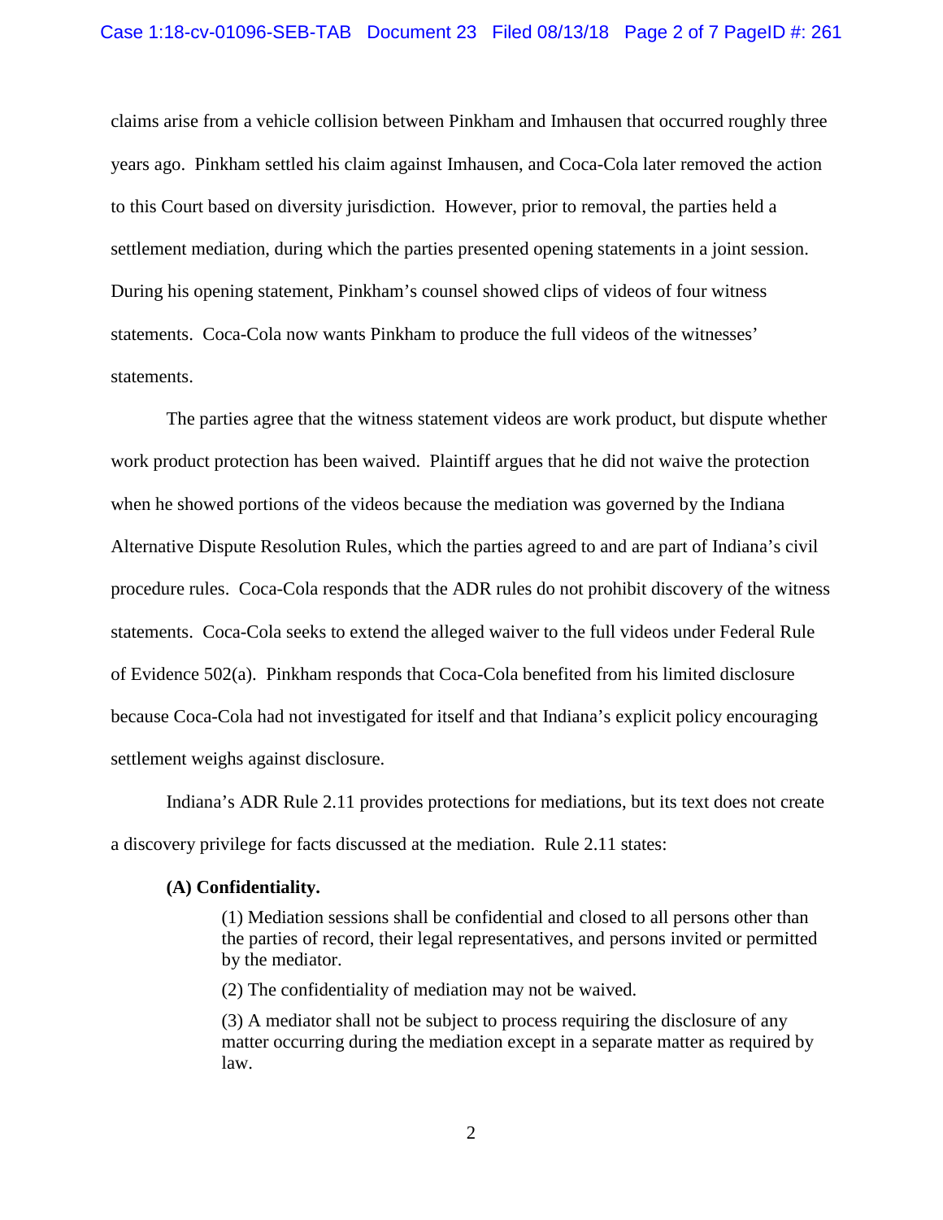claims arise from a vehicle collision between Pinkham and Imhausen that occurred roughly three years ago. Pinkham settled his claim against Imhausen, and Coca-Cola later removed the action to this Court based on diversity jurisdiction. However, prior to removal, the parties held a settlement mediation, during which the parties presented opening statements in a joint session. During his opening statement, Pinkham's counsel showed clips of videos of four witness statements. Coca-Cola now wants Pinkham to produce the full videos of the witnesses' statements.

The parties agree that the witness statement videos are work product, but dispute whether work product protection has been waived. Plaintiff argues that he did not waive the protection when he showed portions of the videos because the mediation was governed by the Indiana Alternative Dispute Resolution Rules, which the parties agreed to and are part of Indiana's civil procedure rules. Coca-Cola responds that the ADR rules do not prohibit discovery of the witness statements. Coca-Cola seeks to extend the alleged waiver to the full videos under Federal Rule of Evidence 502(a). Pinkham responds that Coca-Cola benefited from his limited disclosure because Coca-Cola had not investigated for itself and that Indiana's explicit policy encouraging settlement weighs against disclosure.

Indiana's ADR Rule 2.11 provides protections for mediations, but its text does not create a discovery privilege for facts discussed at the mediation. Rule 2.11 states:

> **(A) Confidentiality.**
>
> (1) Mediation sessions shall be confidential and closed to all persons other than the parties of record, their legal representatives, and persons invited or permitted by the mediator.
>
> (2) The confidentiality of mediation may not be waived.
>
> (3) A mediator shall not be subject to process requiring the disclosure of any matter occurring during the mediation except in a separate matter as required by law.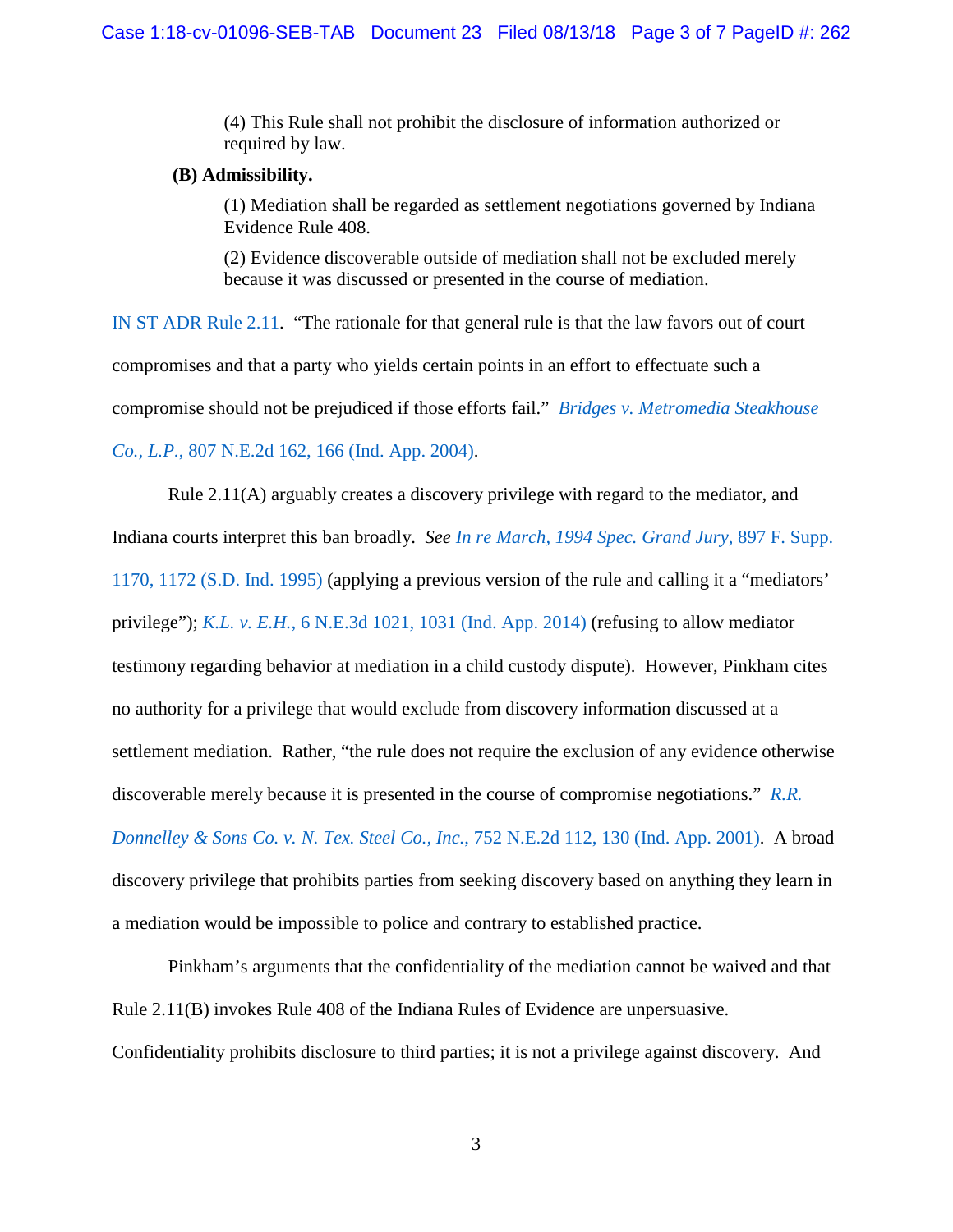(4) This Rule shall not prohibit the disclosure of information authorized or required by law.

**(B) Admissibility.**

(1) Mediation shall be regarded as settlement negotiations governed by Indiana Evidence Rule 408.

(2) Evidence discoverable outside of mediation shall not be excluded merely because it was discussed or presented in the course of mediation.

IN ST ADR Rule 2.11. "The rationale for that general rule is that the law favors out of court compromises and that a party who yields certain points in an effort to effectuate such a compromise should not be prejudiced if those efforts fail." *Bridges v. Metromedia Steakhouse Co., L.P.*, 807 N.E.2d 162, 166 (Ind. App. 2004).

Rule 2.11(A) arguably creates a discovery privilege with regard to the mediator, and Indiana courts interpret this ban broadly. *See In re March, 1994 Spec. Grand Jury*, 897 F. Supp. 1170, 1172 (S.D. Ind. 1995) (applying a previous version of the rule and calling it a "mediators' privilege"); *K.L. v. E.H.*, 6 N.E.3d 1021, 1031 (Ind. App. 2014) (refusing to allow mediator testimony regarding behavior at mediation in a child custody dispute). However, Pinkham cites no authority for a privilege that would exclude from discovery information discussed at a settlement mediation. Rather, "the rule does not require the exclusion of any evidence otherwise discoverable merely because it is presented in the course of compromise negotiations." *R.R. Donnelley & Sons Co. v. N. Tex. Steel Co., Inc.*, 752 N.E.2d 112, 130 (Ind. App. 2001). A broad discovery privilege that prohibits parties from seeking discovery based on anything they learn in a mediation would be impossible to police and contrary to established practice.

Pinkham's arguments that the confidentiality of the mediation cannot be waived and that Rule 2.11(B) invokes Rule 408 of the Indiana Rules of Evidence are unpersuasive. Confidentiality prohibits disclosure to third parties; it is not a privilege against discovery. And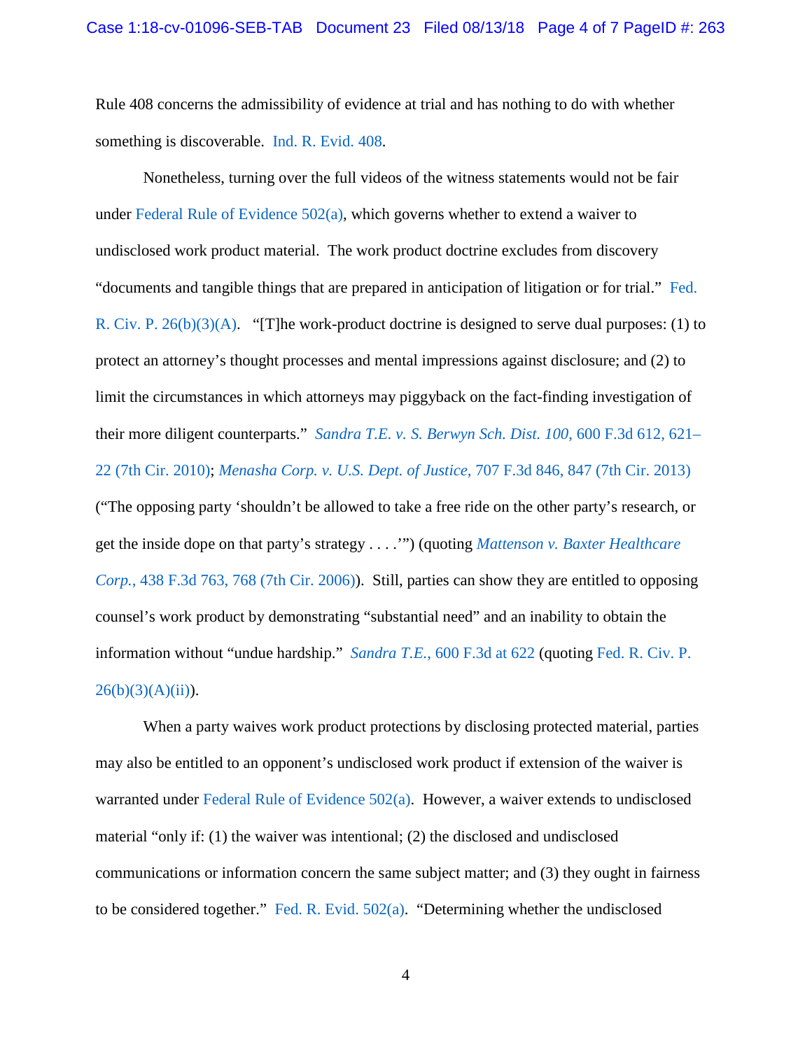Rule 408 concerns the admissibility of evidence at trial and has nothing to do with whether something is discoverable. Ind. R. Evid. 408.

Nonetheless, turning over the full videos of the witness statements would not be fair under Federal Rule of Evidence 502(a), which governs whether to extend a waiver to undisclosed work product material. The work product doctrine excludes from discovery "documents and tangible things that are prepared in anticipation of litigation or for trial." Fed. R. Civ. P. 26(b)(3)(A). "[T]he work-product doctrine is designed to serve dual purposes: (1) to protect an attorney's thought processes and mental impressions against disclosure; and (2) to limit the circumstances in which attorneys may piggyback on the fact-finding investigation of their more diligent counterparts." *Sandra T.E. v. S. Berwyn Sch. Dist. 100*, 600 F.3d 612, 621–22 (7th Cir. 2010); *Menasha Corp. v. U.S. Dept. of Justice*, 707 F.3d 846, 847 (7th Cir. 2013) ("The opposing party 'shouldn't be allowed to take a free ride on the other party's research, or get the inside dope on that party's strategy . . . .'") (quoting *Mattenson v. Baxter Healthcare Corp.*, 438 F.3d 763, 768 (7th Cir. 2006)). Still, parties can show they are entitled to opposing counsel's work product by demonstrating "substantial need" and an inability to obtain the information without "undue hardship." *Sandra T.E.*, 600 F.3d at 622 (quoting Fed. R. Civ. P. 26(b)(3)(A)(ii)).

When a party waives work product protections by disclosing protected material, parties may also be entitled to an opponent's undisclosed work product if extension of the waiver is warranted under Federal Rule of Evidence 502(a). However, a waiver extends to undisclosed material "only if: (1) the waiver was intentional; (2) the disclosed and undisclosed communications or information concern the same subject matter; and (3) they ought in fairness to be considered together." Fed. R. Evid. 502(a). "Determining whether the undisclosed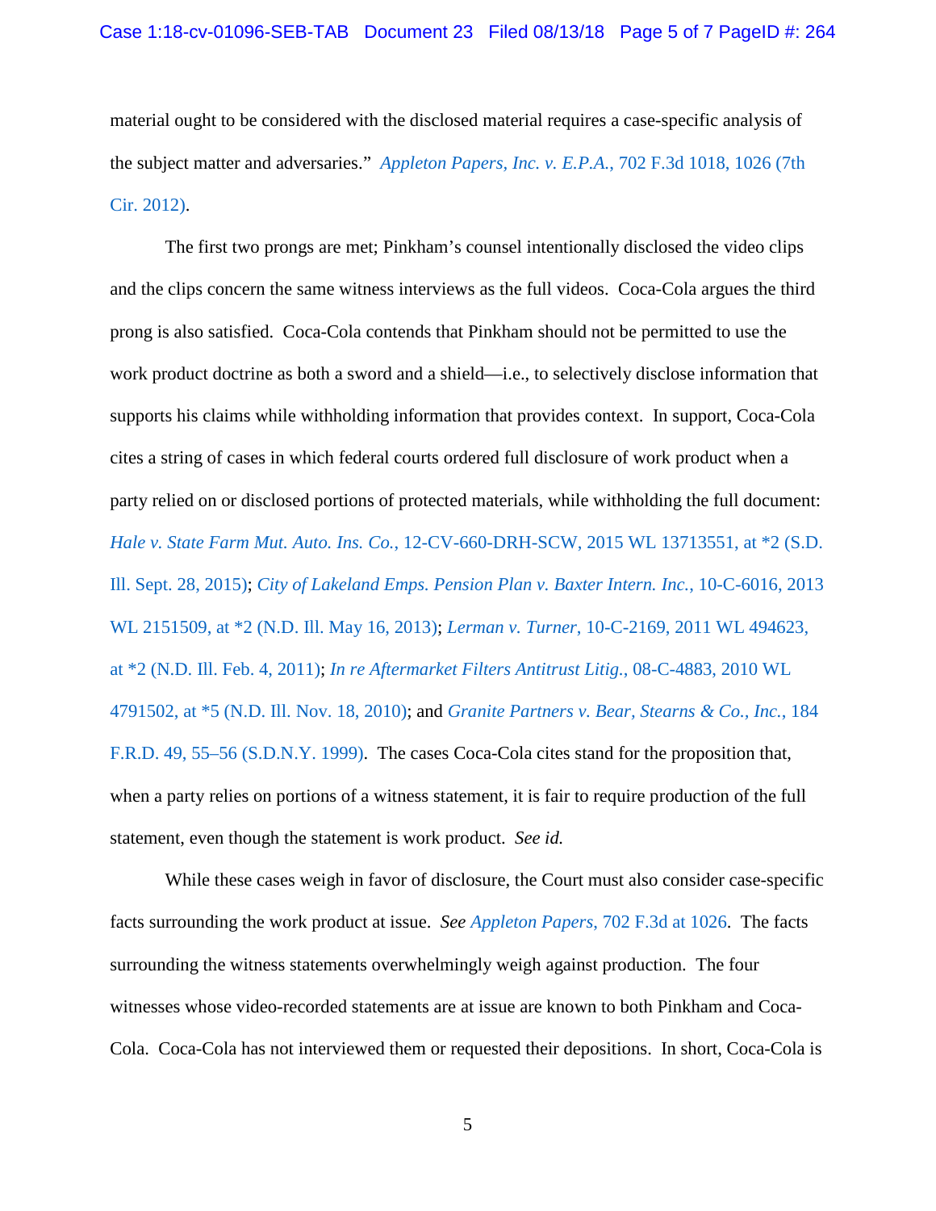material ought to be considered with the disclosed material requires a case-specific analysis of the subject matter and adversaries." *Appleton Papers, Inc. v. E.P.A.*, 702 F.3d 1018, 1026 (7th Cir. 2012).

The first two prongs are met; Pinkham's counsel intentionally disclosed the video clips and the clips concern the same witness interviews as the full videos. Coca-Cola argues the third prong is also satisfied. Coca-Cola contends that Pinkham should not be permitted to use the work product doctrine as both a sword and a shield—i.e., to selectively disclose information that supports his claims while withholding information that provides context. In support, Coca-Cola cites a string of cases in which federal courts ordered full disclosure of work product when a party relied on or disclosed portions of protected materials, while withholding the full document: *Hale v. State Farm Mut. Auto. Ins. Co.*, 12-CV-660-DRH-SCW, 2015 WL 13713551, at *2 (S.D. Ill. Sept. 28, 2015); *City of Lakeland Emps. Pension Plan v. Baxter Intern. Inc.*, 10-C-6016, 2013 WL 2151509, at *2 (N.D. Ill. May 16, 2013); *Lerman v. Turner*, 10-C-2169, 2011 WL 494623, at *2 (N.D. Ill. Feb. 4, 2011); *In re Aftermarket Filters Antitrust Litig.*, 08-C-4883, 2010 WL 4791502, at *5 (N.D. Ill. Nov. 18, 2010); and *Granite Partners v. Bear, Stearns & Co., Inc.*, 184 F.R.D. 49, 55–56 (S.D.N.Y. 1999). The cases Coca-Cola cites stand for the proposition that, when a party relies on portions of a witness statement, it is fair to require production of the full statement, even though the statement is work product. *See id.*

While these cases weigh in favor of disclosure, the Court must also consider case-specific facts surrounding the work product at issue. *See Appleton Papers*, 702 F.3d at 1026. The facts surrounding the witness statements overwhelmingly weigh against production. The four witnesses whose video-recorded statements are at issue are known to both Pinkham and Coca-Cola. Coca-Cola has not interviewed them or requested their depositions. In short, Coca-Cola is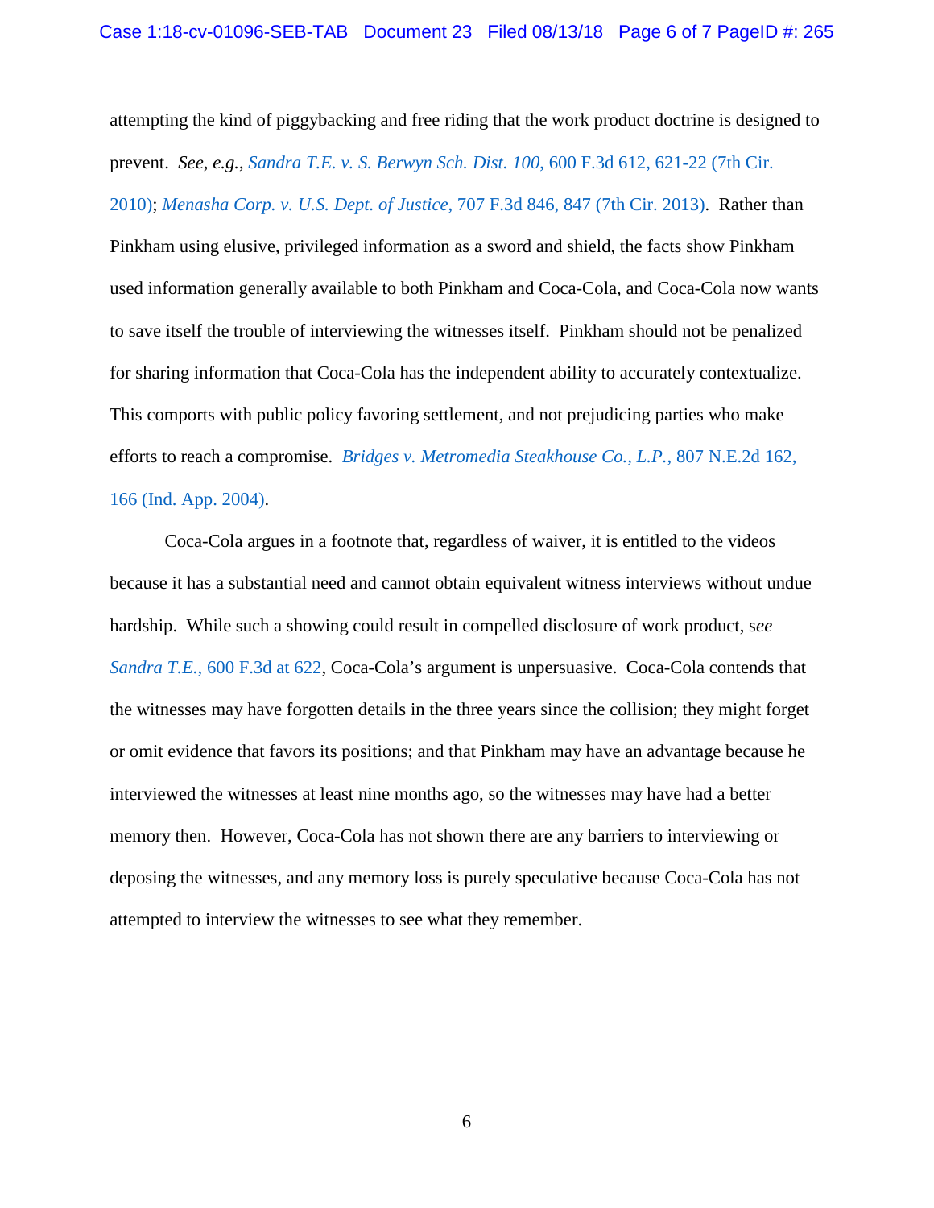attempting the kind of piggybacking and free riding that the work product doctrine is designed to prevent. *See, e.g.*, *Sandra T.E. v. S. Berwyn Sch. Dist. 100*, 600 F.3d 612, 621-22 (7th Cir. 2010); *Menasha Corp. v. U.S. Dept. of Justice*, 707 F.3d 846, 847 (7th Cir. 2013). Rather than Pinkham using elusive, privileged information as a sword and shield, the facts show Pinkham used information generally available to both Pinkham and Coca-Cola, and Coca-Cola now wants to save itself the trouble of interviewing the witnesses itself. Pinkham should not be penalized for sharing information that Coca-Cola has the independent ability to accurately contextualize. This comports with public policy favoring settlement, and not prejudicing parties who make efforts to reach a compromise. *Bridges v. Metromedia Steakhouse Co., L.P.*, 807 N.E.2d 162, 166 (Ind. App. 2004).

Coca-Cola argues in a footnote that, regardless of waiver, it is entitled to the videos because it has a substantial need and cannot obtain equivalent witness interviews without undue hardship. While such a showing could result in compelled disclosure of work product, s*ee* *Sandra T.E.*, 600 F.3d at 622, Coca-Cola's argument is unpersuasive. Coca-Cola contends that the witnesses may have forgotten details in the three years since the collision; they might forget or omit evidence that favors its positions; and that Pinkham may have an advantage because he interviewed the witnesses at least nine months ago, so the witnesses may have had a better memory then. However, Coca-Cola has not shown there are any barriers to interviewing or deposing the witnesses, and any memory loss is purely speculative because Coca-Cola has not attempted to interview the witnesses to see what they remember.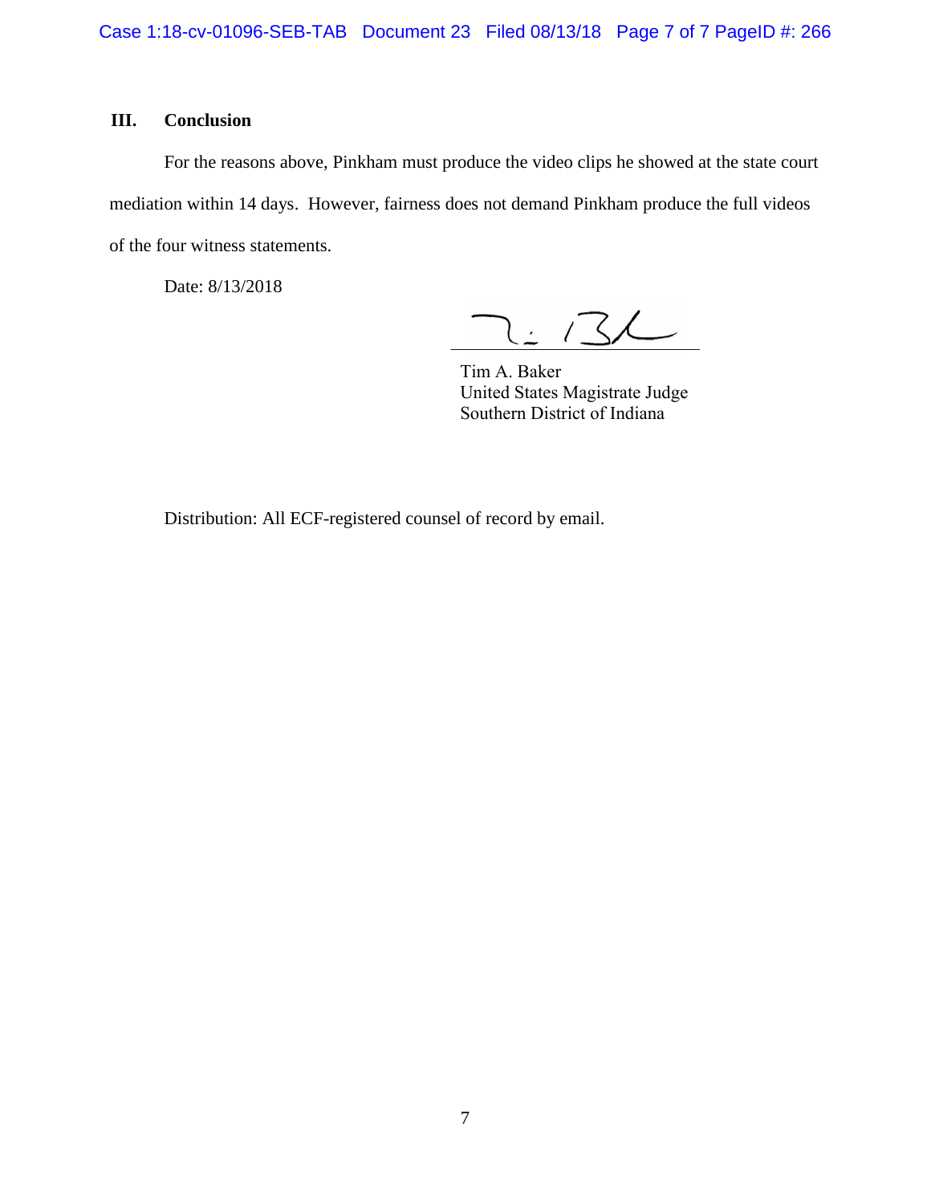## III. Conclusion

For the reasons above, Pinkham must produce the video clips he showed at the state court mediation within 14 days. However, fairness does not demand Pinkham produce the full videos of the four witness statements.

Date: 8/13/2018

Tim A. Baker
United States Magistrate Judge
Southern District of Indiana

Distribution: All ECF-registered counsel of record by email.